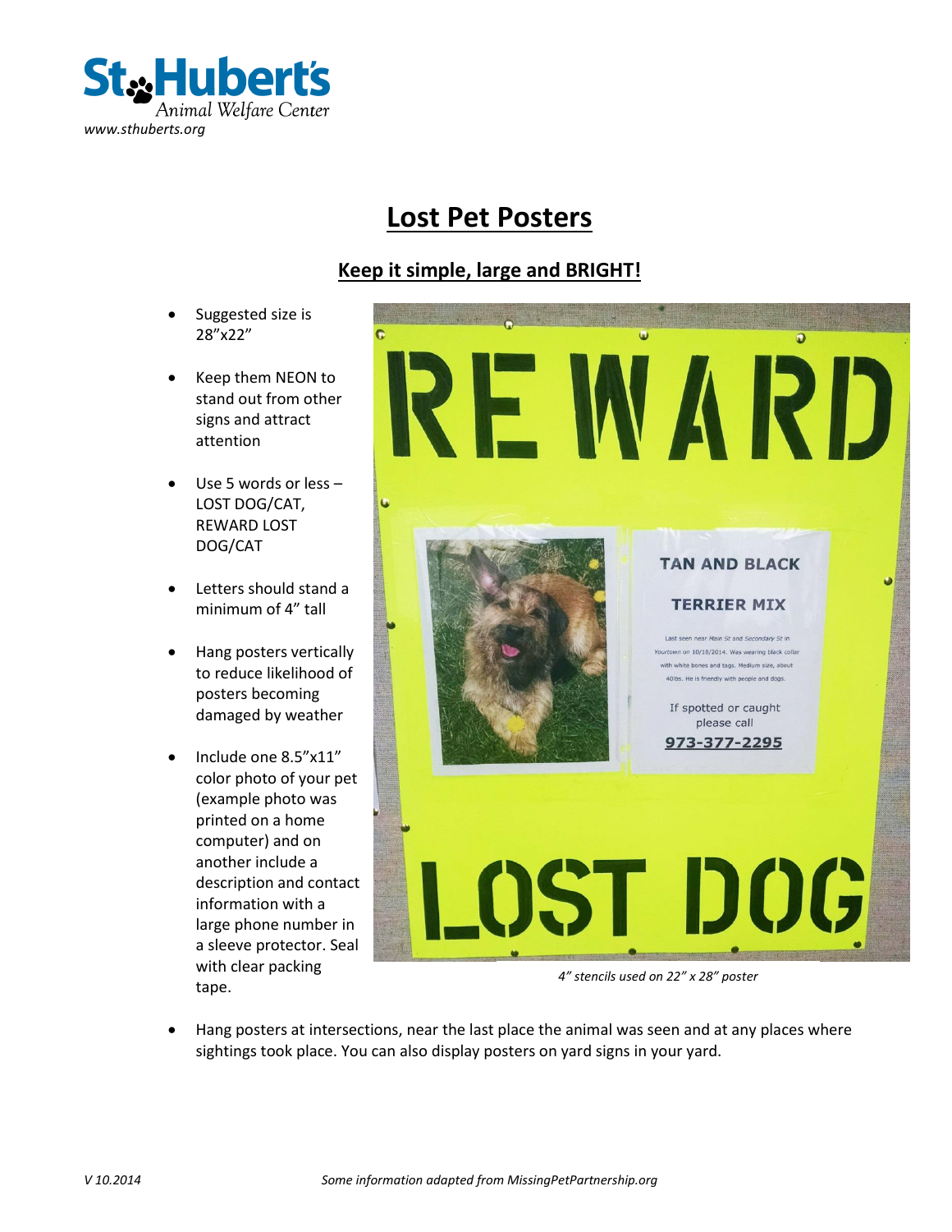St. Hubert's Animal Welfare Center
www.sthuberts.org

# Lost Pet Posters

## Keep it simple, large and BRIGHT!

- Suggested size is 28”x22”
- Keep them NEON to stand out from other signs and attract attention
- Use 5 words or less – LOST DOG/CAT, REWARD LOST DOG/CAT
- Letters should stand a minimum of 4” tall
- Hang posters vertically to reduce likelihood of posters becoming damaged by weather
- Include one 8.5”x11” color photo of your pet (example photo was printed on a home computer) and on another include a description and contact information with a large phone number in a sleeve protector. Seal with clear packing tape.

*4” stencils used on 22” x 28” poster*

- Hang posters at intersections, near the last place the animal was seen and at any places where sightings took place. You can also display posters on yard signs in your yard.

V 10.2014

*Some information adapted from MissingPetPartnership.org*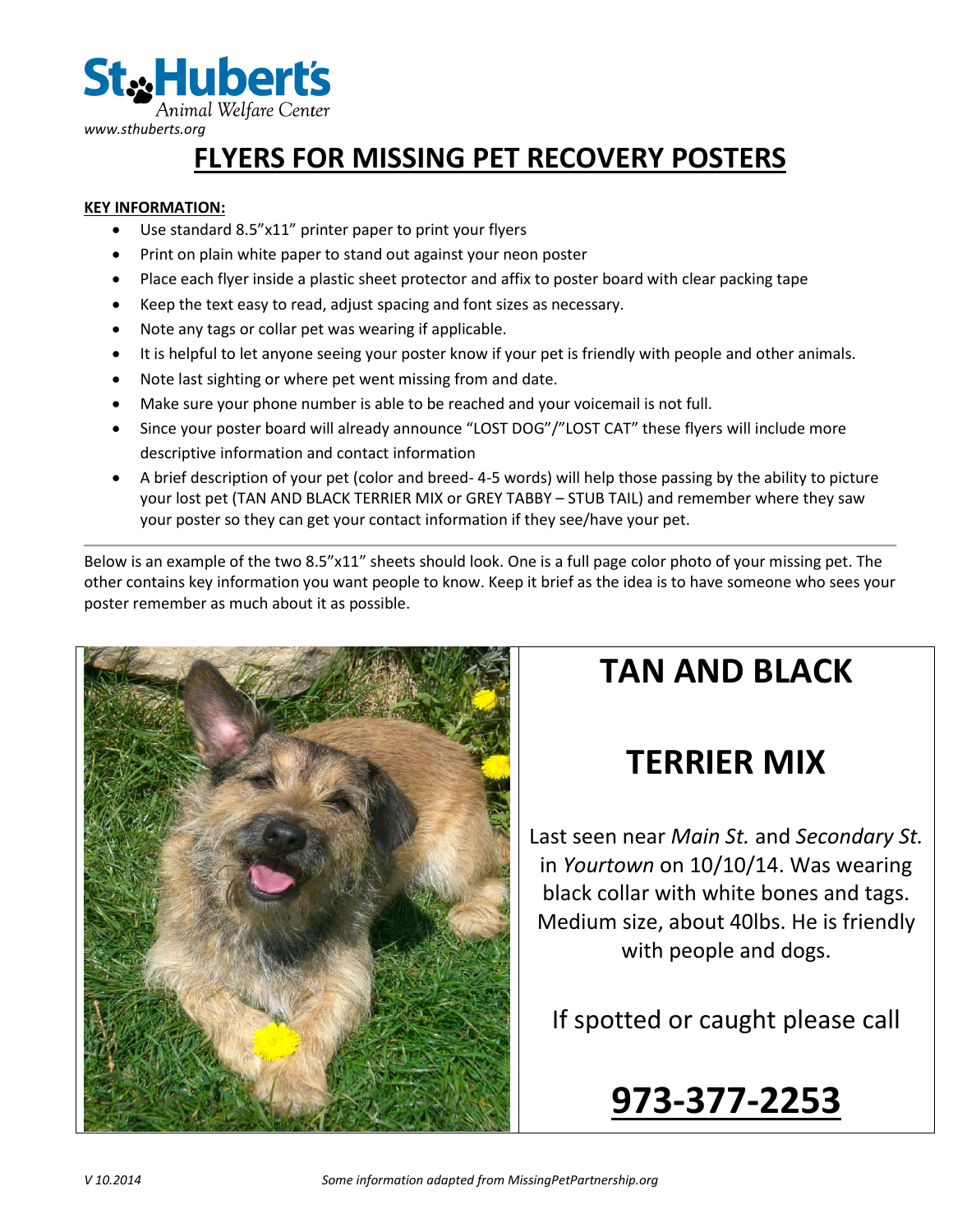St. Hubert's Animal Welfare Center

www.sthuberts.org

# FLYERS FOR MISSING PET RECOVERY POSTERS

**KEY INFORMATION:**

- Use standard 8.5"x11" printer paper to print your flyers
- Print on plain white paper to stand out against your neon poster
- Place each flyer inside a plastic sheet protector and affix to poster board with clear packing tape
- Keep the text easy to read, adjust spacing and font sizes as necessary.
- Note any tags or collar pet was wearing if applicable.
- It is helpful to let anyone seeing your poster know if your pet is friendly with people and other animals.
- Note last sighting or where pet went missing from and date.
- Make sure your phone number is able to be reached and your voicemail is not full.
- Since your poster board will already announce "LOST DOG"/"LOST CAT" these flyers will include more descriptive information and contact information
- A brief description of your pet (color and breed- 4-5 words) will help those passing by the ability to picture your lost pet (TAN AND BLACK TERRIER MIX or GREY TABBY – STUB TAIL) and remember where they saw your poster so they can get your contact information if they see/have your pet.

---

Below is an example of the two 8.5"x11" sheets should look. One is a full page color photo of your missing pet. The other contains key information you want people to know. Keep it brief as the idea is to have someone who sees your poster remember as much about it as possible.

## TAN AND BLACK

## TERRIER MIX

Last seen near *Main St.* and *Secondary St.* in *Yourtown* on 10/10/14. Was wearing black collar with white bones and tags. Medium size, about 40lbs. He is friendly with people and dogs.

If spotted or caught please call

## 973-377-2253

V 10.2014

*Some information adapted from MissingPetPartnership.org*